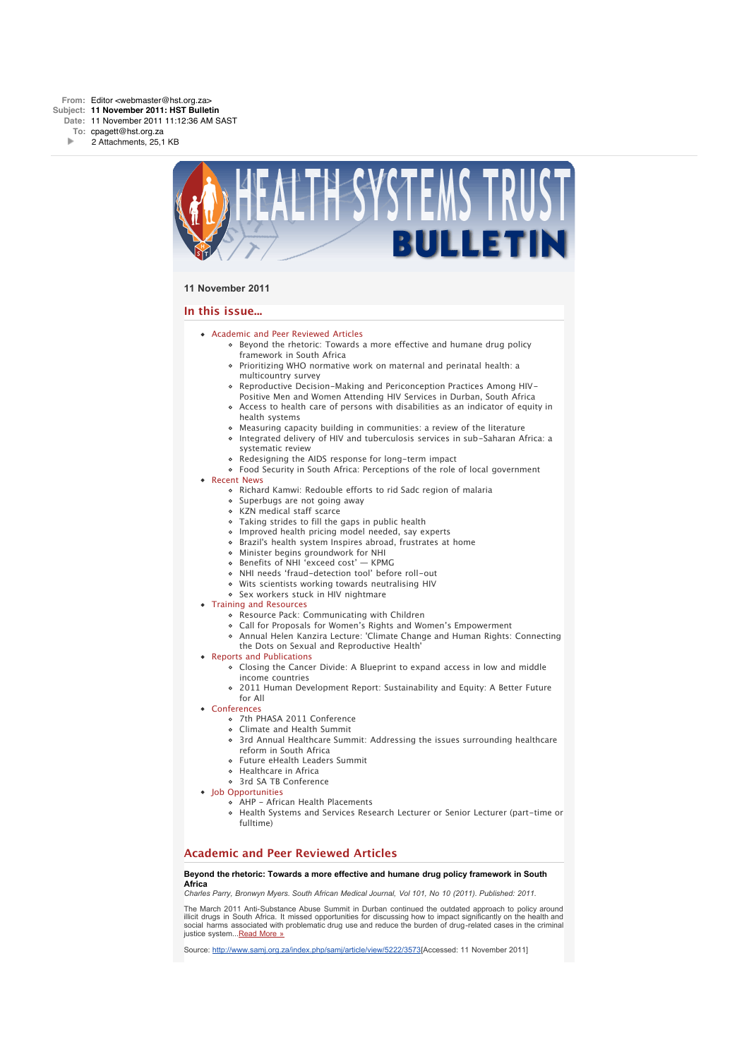**From:** Editor <webmaster@hst.org.za>
**Subject:** **11 November 2011: HST Bulletin**
**Date:** 11 November 2011 11:12:36 AM SAST
**To:** cpagett@hst.org.za
2 Attachments, 25,1 KB

# HEALTH SYSTEMS TRUST BULLETIN

**11 November 2011**

## In this issue...

- Academic and Peer Reviewed Articles
  - Beyond the rhetoric: Towards a more effective and humane drug policy framework in South Africa
  - Prioritizing WHO normative work on maternal and perinatal health: a multicountry survey
  - Reproductive Decision-Making and Periconception Practices Among HIV-Positive Men and Women Attending HIV Services in Durban, South Africa
  - Access to health care of persons with disabilities as an indicator of equity in health systems
  - Measuring capacity building in communities: a review of the literature
  - Integrated delivery of HIV and tuberculosis services in sub-Saharan Africa: a systematic review
  - Redesigning the AIDS response for long-term impact
  - Food Security in South Africa: Perceptions of the role of local government
- Recent News
  - Richard Kamwi: Redouble efforts to rid Sadc region of malaria
  - Superbugs are not going away
  - KZN medical staff scarce
  - Taking strides to fill the gaps in public health
  - Improved health pricing model needed, say experts
  - Brazil's health system Inspires abroad, frustrates at home
  - Minister begins groundwork for NHI
  - Benefits of NHI 'exceed cost' — KPMG
  - NHI needs 'fraud-detection tool' before roll-out
  - Wits scientists working towards neutralising HIV
  - Sex workers stuck in HIV nightmare
- Training and Resources
  - Resource Pack: Communicating with Children
  - Call for Proposals for Women's Rights and Women's Empowerment
  - Annual Helen Kanzira Lecture: 'Climate Change and Human Rights: Connecting the Dots on Sexual and Reproductive Health'
- Reports and Publications
  - Closing the Cancer Divide: A Blueprint to expand access in low and middle income countries
  - 2011 Human Development Report: Sustainability and Equity: A Better Future for All
- Conferences
  - 7th PHASA 2011 Conference
  - Climate and Health Summit
  - 3rd Annual Healthcare Summit: Addressing the issues surrounding healthcare reform in South Africa
  - Future eHealth Leaders Summit
  - Healthcare in Africa
  - 3rd SA TB Conference
- Job Opportunities
  - AHP - African Health Placements
  - Health Systems and Services Research Lecturer or Senior Lecturer (part-time or fulltime)

## Academic and Peer Reviewed Articles

**Beyond the rhetoric: Towards a more effective and humane drug policy framework in South Africa**

*Charles Parry, Bronwyn Myers. South African Medical Journal, Vol 101, No 10 (2011). Published: 2011.*

The March 2011 Anti-Substance Abuse Summit in Durban continued the outdated approach to policy around illicit drugs in South Africa. It missed opportunities for discussing how to impact significantly on the health and social harms associated with problematic drug use and reduce the burden of drug-related cases in the criminal justice system...Read More »

Source: http://www.samj.org.za/index.php/samj/article/view/5222/3573[Accessed: 11 November 2011]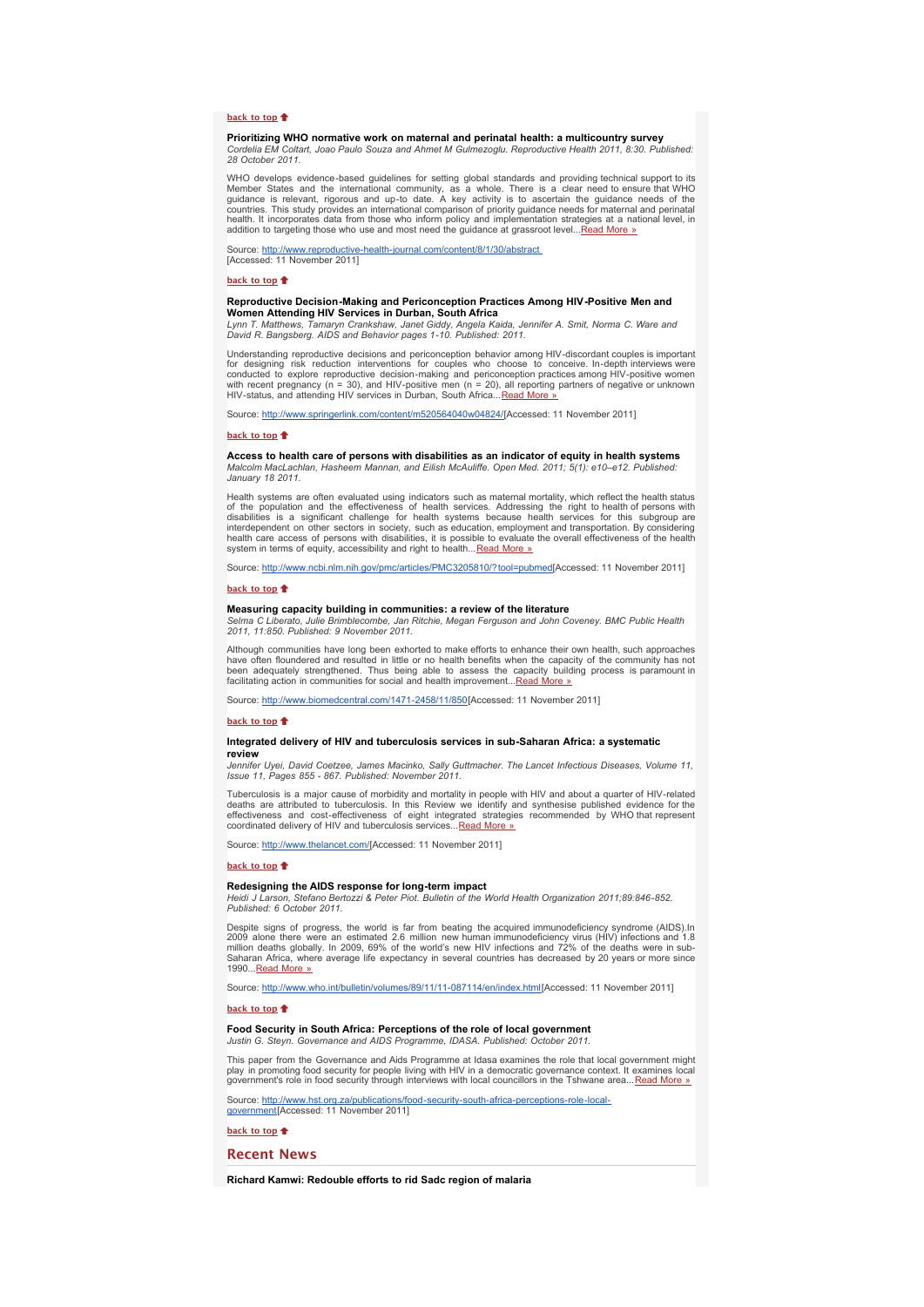[back to top](#)

**Prioritizing WHO normative work on maternal and perinatal health: a multicountry survey**
*Cordelia EM Coltart, Joao Paulo Souza and Ahmet M Gulmezoglu. Reproductive Health 2011, 8:30. Published: 28 October 2011.*

WHO develops evidence-based guidelines for setting global standards and providing technical support to its Member States and the international community, as a whole. There is a clear need to ensure that WHO guidance is relevant, rigorous and up-to date. A key activity is to ascertain the guidance needs of the countries. This study provides an international comparison of priority guidance needs for maternal and perinatal health. It incorporates data from those who inform policy and implementation strategies at a national level, in addition to targeting those who use and most need the guidance at grassroot level...[Read More »](http://www.reproductive-health-journal.com/content/8/1/30/abstract)

Source: [http://www.reproductive-health-journal.com/content/8/1/30/abstract](http://www.reproductive-health-journal.com/content/8/1/30/abstract)
[Accessed: 11 November 2011]

[back to top](#)

**Reproductive Decision-Making and Periconception Practices Among HIV-Positive Men and Women Attending HIV Services in Durban, South Africa**
*Lynn T. Matthews, Tamaryn Crankshaw, Janet Giddy, Angela Kaida, Jennifer A. Smit, Norma C. Ware and David R. Bangsberg. AIDS and Behavior pages 1-10. Published: 2011.*

Understanding reproductive decisions and periconception behavior among HIV-discordant couples is important for designing risk reduction interventions for couples who choose to conceive. In-depth interviews were conducted to explore reproductive decision-making and periconception practices among HIV-positive women with recent pregnancy (n = 30), and HIV-positive men (n = 20), all reporting partners of negative or unknown HIV-status, and attending HIV services in Durban, South Africa...[Read More »](http://www.springerlink.com/content/m520564040w04824/)

Source: [http://www.springerlink.com/content/m520564040w04824/](http://www.springerlink.com/content/m520564040w04824/)[Accessed: 11 November 2011]

[back to top](#)

**Access to health care of persons with disabilities as an indicator of equity in health systems**
*Malcolm MacLachlan, Hasheem Mannan, and Eilish McAuliffe. Open Med. 2011; 5(1): e10–e12. Published: January 18 2011.*

Health systems are often evaluated using indicators such as maternal mortality, which reflect the health status of the population and the effectiveness of health services. Addressing the right to health of persons with disabilities is a significant challenge for health systems because health services for this subgroup are interdependent on other sectors in society, such as education, employment and transportation. By considering health care access of persons with disabilities, it is possible to evaluate the overall effectiveness of the health system in terms of equity, accessibility and right to health...[Read More »](http://www.ncbi.nlm.nih.gov/pmc/articles/PMC3205810/?tool=pubmed)

Source: [http://www.ncbi.nlm.nih.gov/pmc/articles/PMC3205810/?tool=pubmed](http://www.ncbi.nlm.nih.gov/pmc/articles/PMC3205810/?tool=pubmed)[Accessed: 11 November 2011]

[back to top](#)

**Measuring capacity building in communities: a review of the literature**
*Selma C Liberato, Julie Brimblecombe, Jan Ritchie, Megan Ferguson and John Coveney. BMC Public Health 2011, 11:850. Published: 9 November 2011.*

Although communities have long been exhorted to make efforts to enhance their own health, such approaches have often floundered and resulted in little or no health benefits when the capacity of the community has not been adequately strengthened. Thus being able to assess the capacity building process is paramount in facilitating action in communities for social and health improvement...[Read More »](http://www.biomedcentral.com/1471-2458/11/850)

Source: [http://www.biomedcentral.com/1471-2458/11/850](http://www.biomedcentral.com/1471-2458/11/850)[Accessed: 11 November 2011]

[back to top](#)

**Integrated delivery of HIV and tuberculosis services in sub-Saharan Africa: a systematic review**
*Jennifer Uyei, David Coetzee, James Macinko, Sally Guttmacher. The Lancet Infectious Diseases, Volume 11, Issue 11, Pages 855 - 867. Published: November 2011.*

Tuberculosis is a major cause of morbidity and mortality in people with HIV and about a quarter of HIV-related deaths are attributed to tuberculosis. In this Review we identify and synthesise published evidence for the effectiveness and cost-effectiveness of eight integrated strategies recommended by WHO that represent coordinated delivery of HIV and tuberculosis services...[Read More »](http://www.thelancet.com/)

Source: [http://www.thelancet.com/](http://www.thelancet.com/)[Accessed: 11 November 2011]

[back to top](#)

**Redesigning the AIDS response for long-term impact**
*Heidi J Larson, Stefano Bertozzi & Peter Piot. Bulletin of the World Health Organization 2011;89:846-852. Published: 6 October 2011.*

Despite signs of progress, the world is far from beating the acquired immunodeficiency syndrome (AIDS).In 2009 alone there were an estimated 2.6 million new human immunodeficiency virus (HIV) infections and 1.8 million deaths globally. In 2009, 69% of the world's new HIV infections and 72% of the deaths were in sub-Saharan Africa, where average life expectancy in several countries has decreased by 20 years or more since 1990...[Read More »](http://www.who.int/bulletin/volumes/89/11/11-087114/en/index.html)

Source: [http://www.who.int/bulletin/volumes/89/11/11-087114/en/index.html](http://www.who.int/bulletin/volumes/89/11/11-087114/en/index.html)[Accessed: 11 November 2011]

[back to top](#)

**Food Security in South Africa: Perceptions of the role of local government**
*Justin G. Steyn. Governance and AIDS Programme, IDASA. Published: October 2011.*

This paper from the Governance and Aids Programme at Idasa examines the role that local government might play in promoting food security for people living with HIV in a democratic governance context. It examines local government's role in food security through interviews with local councillors in the Tshwane area...[Read More »](http://www.hst.org.za/publications/food-security-south-africa-perceptions-role-local-government)

Source: [http://www.hst.org.za/publications/food-security-south-africa-perceptions-role-local-government](http://www.hst.org.za/publications/food-security-south-africa-perceptions-role-local-government)[Accessed: 11 November 2011]

[back to top](#)

## Recent News

**Richard Kamwi: Redouble efforts to rid Sadc region of malaria**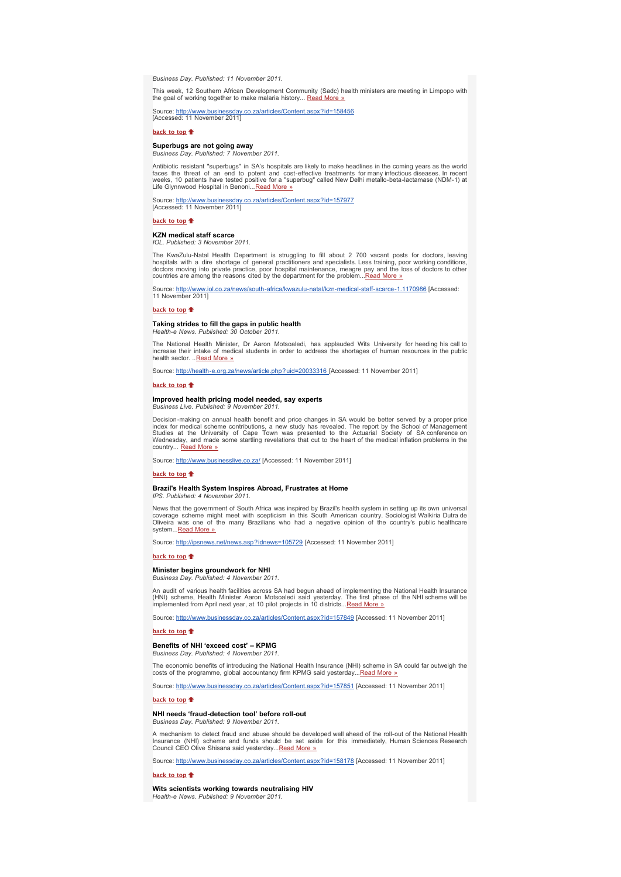*Business Day. Published: 11 November 2011.*

This week, 12 Southern African Development Community (Sadc) health ministers are meeting in Limpopo with the goal of working together to make malaria history... Read More »

Source: http://www.businessday.co.za/articles/Content.aspx?id=158456 [Accessed: 11 November 2011]

**back to top**

**Superbugs are not going away**
*Business Day. Published: 7 November 2011.*

Antibiotic resistant "superbugs" in SA's hospitals are likely to make headlines in the coming years as the world faces the threat of an end to potent and cost-effective treatments for many infectious diseases. In recent weeks, 10 patients have tested positive for a "superbug" called New Delhi metallo-beta-lactamase (NDM-1) at Life Glynnwood Hospital in Benoni...Read More »

Source: http://www.businessday.co.za/articles/Content.aspx?id=157977 [Accessed: 11 November 2011]

**back to top**

**KZN medical staff scarce**
*IOL. Published: 3 November 2011.*

The KwaZulu-Natal Health Department is struggling to fill about 2 700 vacant posts for doctors, leaving hospitals with a dire shortage of general practitioners and specialists. Less training, poor working conditions, doctors moving into private practice, poor hospital maintenance, meagre pay and the loss of doctors to other countries are among the reasons cited by the department for the problem...Read More »

Source: http://www.iol.co.za/news/south-africa/kwazulu-natal/kzn-medical-staff-scarce-1.1170986 [Accessed: 11 November 2011]

**back to top**

**Taking strides to fill the gaps in public health**
*Health-e News. Published: 30 October 2011.*

The National Health Minister, Dr Aaron Motsoaledi, has applauded Wits University for heeding his call to increase their intake of medical students in order to address the shortages of human resources in the public health sector. ..Read More »

Source: http://health-e.org.za/news/article.php?uid=20033316 [Accessed: 11 November 2011]

**back to top**

**Improved health pricing model needed, say experts**
*Business Live. Published: 9 November 2011.*

Decision-making on annual health benefit and price changes in SA would be better served by a proper price index for medical scheme contributions, a new study has revealed. The report by the School of Management Studies at the University of Cape Town was presented to the Actuarial Society of SA conference on Wednesday, and made some startling revelations that cut to the heart of the medical inflation problems in the country... Read More »

Source: http://www.businesslive.co.za/ [Accessed: 11 November 2011]

**back to top**

**Brazil's Health System Inspires Abroad, Frustrates at Home**
*IPS. Published: 4 November 2011.*

News that the government of South Africa was inspired by Brazil's health system in setting up its own universal coverage scheme might meet with scepticism in this South American country. Sociologist Walkiria Dutra de Oliveira was one of the many Brazilians who had a negative opinion of the country's public healthcare system...Read More »

Source: http://ipsnews.net/news.asp?idnews=105729 [Accessed: 11 November 2011]

**back to top**

**Minister begins groundwork for NHI**
*Business Day. Published: 4 November 2011.*

An audit of various health facilities across SA had begun ahead of implementing the National Health Insurance (HNI) scheme, Health Minister Aaron Motsoaledi said yesterday. The first phase of the NHI scheme will be implemented from April next year, at 10 pilot projects in 10 districts...Read More »

Source: http://www.businessday.co.za/articles/Content.aspx?id=157849 [Accessed: 11 November 2011]

**back to top**

**Benefits of NHI 'exceed cost' – KPMG**
*Business Day. Published: 4 November 2011.*

The economic benefits of introducing the National Health Insurance (NHI) scheme in SA could far outweigh the costs of the programme, global accountancy firm KPMG said yesterday...Read More »

Source: http://www.businessday.co.za/articles/Content.aspx?id=157851 [Accessed: 11 November 2011]

**back to top**

**NHI needs 'fraud-detection tool' before roll-out**
*Business Day. Published: 9 November 2011.*

A mechanism to detect fraud and abuse should be developed well ahead of the roll-out of the National Health Insurance (NHI) scheme and funds should be set aside for this immediately, Human Sciences Research Council CEO Olive Shisana said yesterday...Read More »

Source: http://www.businessday.co.za/articles/Content.aspx?id=158178 [Accessed: 11 November 2011]

**back to top**

**Wits scientists working towards neutralising HIV**
*Health-e News. Published: 9 November 2011.*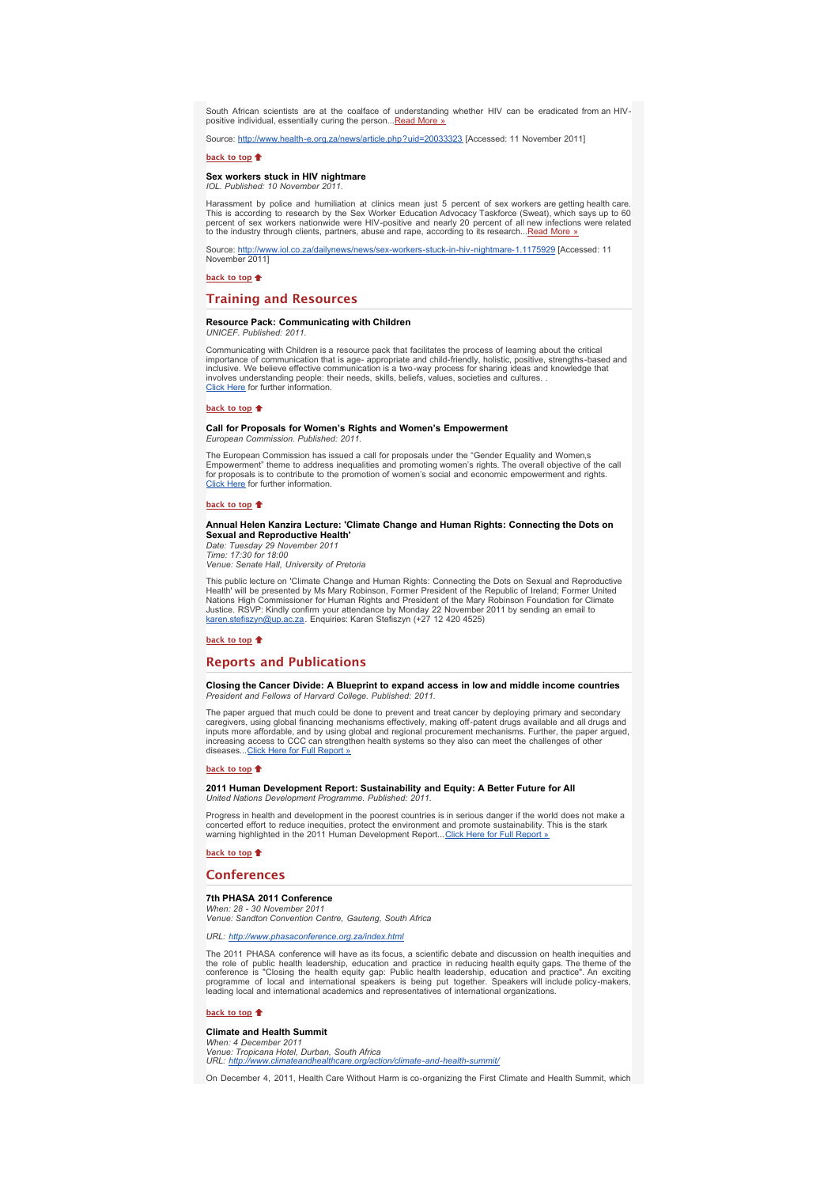South African scientists are at the coalface of understanding whether HIV can be eradicated from an HIV-positive individual, essentially curing the person...Read More »

Source: http://www.health-e.org.za/news/article.php?uid=20033323 [Accessed: 11 November 2011]

back to top

**Sex workers stuck in HIV nightmare**
*IOL. Published: 10 November 2011.*

Harassment by police and humiliation at clinics mean just 5 percent of sex workers are getting health care. This is according to research by the Sex Worker Education Advocacy Taskforce (Sweat), which says up to 60 percent of sex workers nationwide were HIV-positive and nearly 20 percent of all new infections were related to the industry through clients, partners, abuse and rape, according to its research...Read More »

Source: http://www.iol.co.za/dailynews/news/sex-workers-stuck-in-hiv-nightmare-1.1175929 [Accessed: 11 November 2011]

back to top

## Training and Resources

**Resource Pack: Communicating with Children**
*UNICEF. Published: 2011.*

Communicating with Children is a resource pack that facilitates the process of learning about the critical importance of communication that is age- appropriate and child-friendly, holistic, positive, strengths-based and inclusive. We believe effective communication is a two-way process for sharing ideas and knowledge that involves understanding people: their needs, skills, beliefs, values, societies and cultures. .
Click Here for further information.

back to top

**Call for Proposals for Women's Rights and Women's Empowerment**
*European Commission. Published: 2011.*

The European Commission has issued a call for proposals under the "Gender Equality and Women,s Empowerment" theme to address inequalities and promoting women's rights. The overall objective of the call for proposals is to contribute to the promotion of women's social and economic empowerment and rights.
Click Here for further information.

back to top

**Annual Helen Kanzira Lecture: 'Climate Change and Human Rights: Connecting the Dots on Sexual and Reproductive Health'**
*Date: Tuesday 29 November 2011*
*Time: 17:30 for 18:00*
*Venue: Senate Hall, University of Pretoria*

This public lecture on 'Climate Change and Human Rights: Connecting the Dots on Sexual and Reproductive Health' will be presented by Ms Mary Robinson, Former President of the Republic of Ireland; Former United Nations High Commissioner for Human Rights and President of the Mary Robinson Foundation for Climate Justice. RSVP: Kindly confirm your attendance by Monday 22 November 2011 by sending an email to karen.stefiszyn@up.ac.za. Enquiries: Karen Stefiszyn (+27 12 420 4525)

back to top

## Reports and Publications

**Closing the Cancer Divide: A Blueprint to expand access in low and middle income countries**
*President and Fellows of Harvard College. Published: 2011.*

The paper argued that much could be done to prevent and treat cancer by deploying primary and secondary caregivers, using global financing mechanisms effectively, making off-patent drugs available and all drugs and inputs more affordable, and by using global and regional procurement mechanisms. Further, the paper argued, increasing access to CCC can strengthen health systems so they also can meet the challenges of other diseases...Click Here for Full Report »

back to top

**2011 Human Development Report: Sustainability and Equity: A Better Future for All**
*United Nations Development Programme. Published: 2011.*

Progress in health and development in the poorest countries is in serious danger if the world does not make a concerted effort to reduce inequities, protect the environment and promote sustainability. This is the stark warning highlighted in the 2011 Human Development Report...Click Here for Full Report »

back to top

## Conferences

**7th PHASA 2011 Conference**
*When: 28 - 30 November 2011*
*Venue: Sandton Convention Centre, Gauteng, South Africa*

*URL: http://www.phasaconference.org.za/index.html*

The 2011 PHASA conference will have as its focus, a scientific debate and discussion on health inequities and the role of public health leadership, education and practice in reducing health equity gaps. The theme of the conference is "Closing the health equity gap: Public health leadership, education and practice". An exciting programme of local and international speakers is being put together. Speakers will include policy-makers, leading local and international academics and representatives of international organizations.

back to top

**Climate and Health Summit**
*When: 4 December 2011*
*Venue: Tropicana Hotel, Durban, South Africa*
*URL: http://www.climateandhealthcare.org/action/climate-and-health-summit/*

On December 4, 2011, Health Care Without Harm is co-organizing the First Climate and Health Summit, which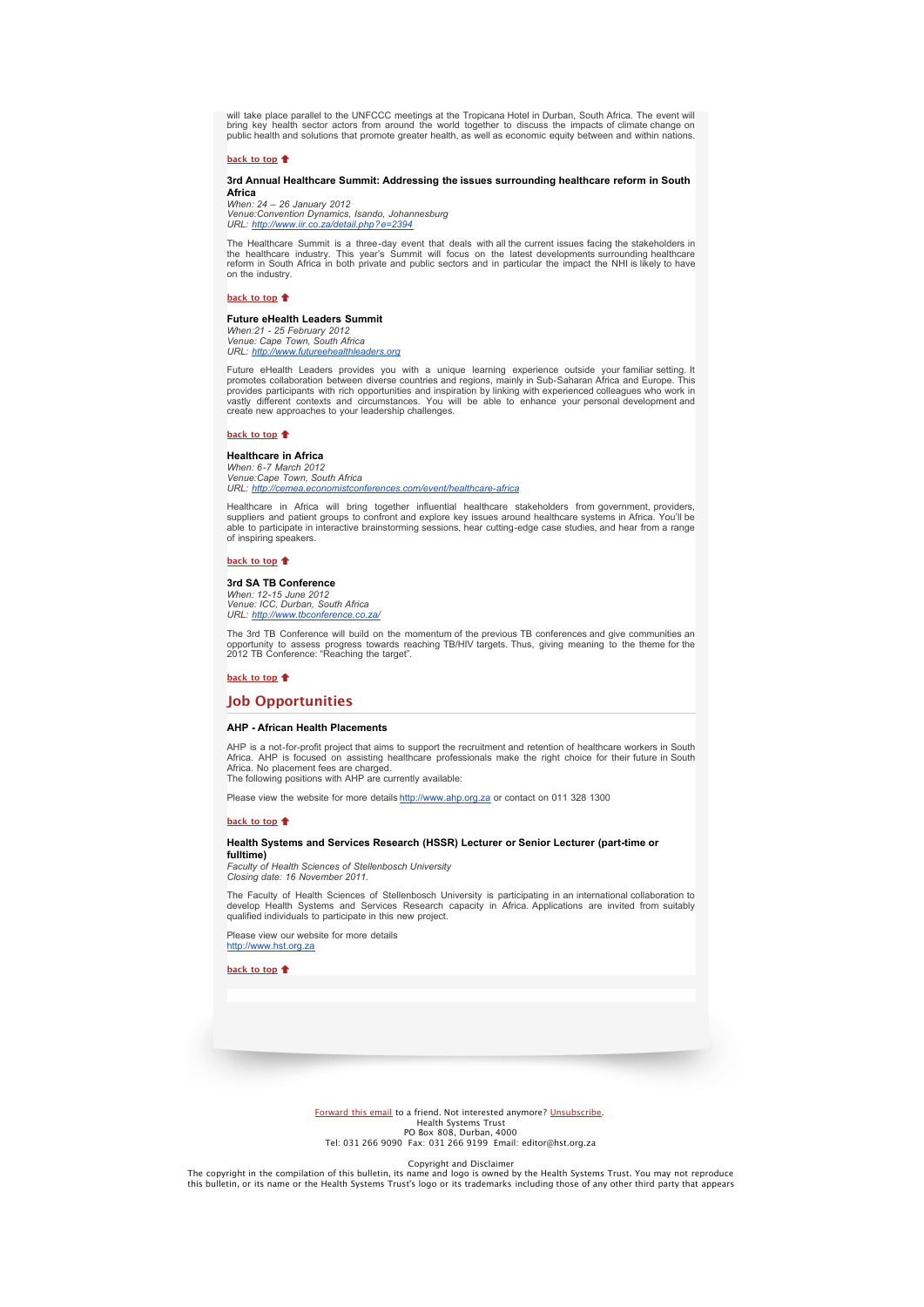will take place parallel to the UNFCCC meetings at the Tropicana Hotel in Durban, South Africa. The event will bring key health sector actors from around the world together to discuss the impacts of climate change on public health and solutions that promote greater health, as well as economic equity between and within nations.

back to top

### 3rd Annual Healthcare Summit: Addressing the issues surrounding healthcare reform in South Africa

*When: 24 – 26 January 2012*
*Venue:Convention Dynamics, Isando, Johannesburg*
*URL: http://www.iir.co.za/detail.php?e=2394*

The Healthcare Summit is a three-day event that deals with all the current issues facing the stakeholders in the healthcare industry. This year's Summit will focus on the latest developments surrounding healthcare reform in South Africa in both private and public sectors and in particular the impact the NHI is likely to have on the industry.

back to top

### Future eHealth Leaders Summit

*When:21 - 25 February 2012*
*Venue: Cape Town, South Africa*
*URL: http://www.futureehealthleaders.org*

Future eHealth Leaders provides you with a unique learning experience outside your familiar setting. It promotes collaboration between diverse countries and regions, mainly in Sub-Saharan Africa and Europe. This provides participants with rich opportunities and inspiration by linking with experienced colleagues who work in vastly different contexts and circumstances. You will be able to enhance your personal development and create new approaches to your leadership challenges.

back to top

### Healthcare in Africa

*When: 6-7 March 2012*
*Venue:Cape Town, South Africa*
*URL: http://cemea.economistconferences.com/event/healthcare-africa*

Healthcare in Africa will bring together influential healthcare stakeholders from government, providers, suppliers and patient groups to confront and explore key issues around healthcare systems in Africa. You'll be able to participate in interactive brainstorming sessions, hear cutting-edge case studies, and hear from a range of inspiring speakers.

back to top

### 3rd SA TB Conference

*When: 12-15 June 2012*
*Venue: ICC, Durban, South Africa*
*URL: http://www.tbconference.co.za/*

The 3rd TB Conference will build on the momentum of the previous TB conferences and give communities an opportunity to assess progress towards reaching TB/HIV targets. Thus, giving meaning to the theme for the 2012 TB Conference: "Reaching the target".

back to top

## Job Opportunities

### AHP - African Health Placements

AHP is a not-for-profit project that aims to support the recruitment and retention of healthcare workers in South Africa. AHP is focused on assisting healthcare professionals make the right choice for their future in South Africa. No placement fees are charged.
The following positions with AHP are currently available:

Please view the website for more details http://www.ahp.org.za or contact on 011 328 1300

back to top

### Health Systems and Services Research (HSSR) Lecturer or Senior Lecturer (part-time or fulltime)

*Faculty of Health Sciences of Stellenbosch University*
*Closing date: 16 November 2011.*

The Faculty of Health Sciences of Stellenbosch University is participating in an international collaboration to develop Health Systems and Services Research capacity in Africa. Applications are invited from suitably qualified individuals to participate in this new project.

Please view our website for more details
http://www.hst.org.za

back to top

Forward this email to a friend. Not interested anymore? Unsubscribe.
Health Systems Trust
PO Box 808, Durban, 4000
Tel: 031 266 9090 Fax: 031 266 9199 Email: editor@hst.org.za

Copyright and Disclaimer
The copyright in the compilation of this bulletin, its name and logo is owned by the Health Systems Trust. You may not reproduce this bulletin, or its name or the Health Systems Trust's logo or its trademarks including those of any other third party that appears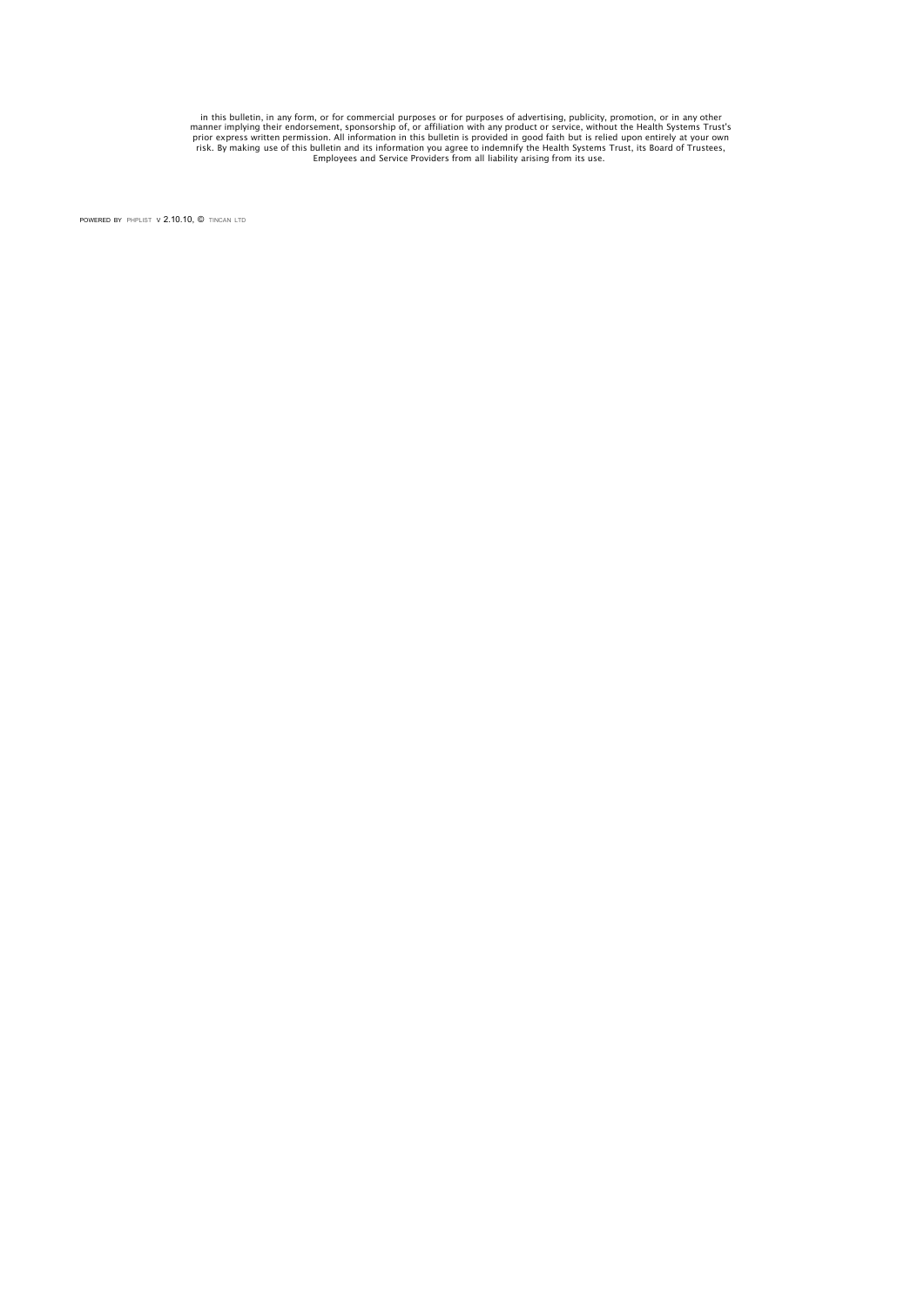in this bulletin, in any form, or for commercial purposes or for purposes of advertising, publicity, promotion, or in any other manner implying their endorsement, sponsorship of, or affiliation with any product or service, without the Health Systems Trust's prior express written permission. All information in this bulletin is provided in good faith but is relied upon entirely at your own risk. By making use of this bulletin and its information you agree to indemnify the Health Systems Trust, its Board of Trustees, Employees and Service Providers from all liability arising from its use.

POWERED BY PHPLIST V 2.10.10, © TINCAN LTD